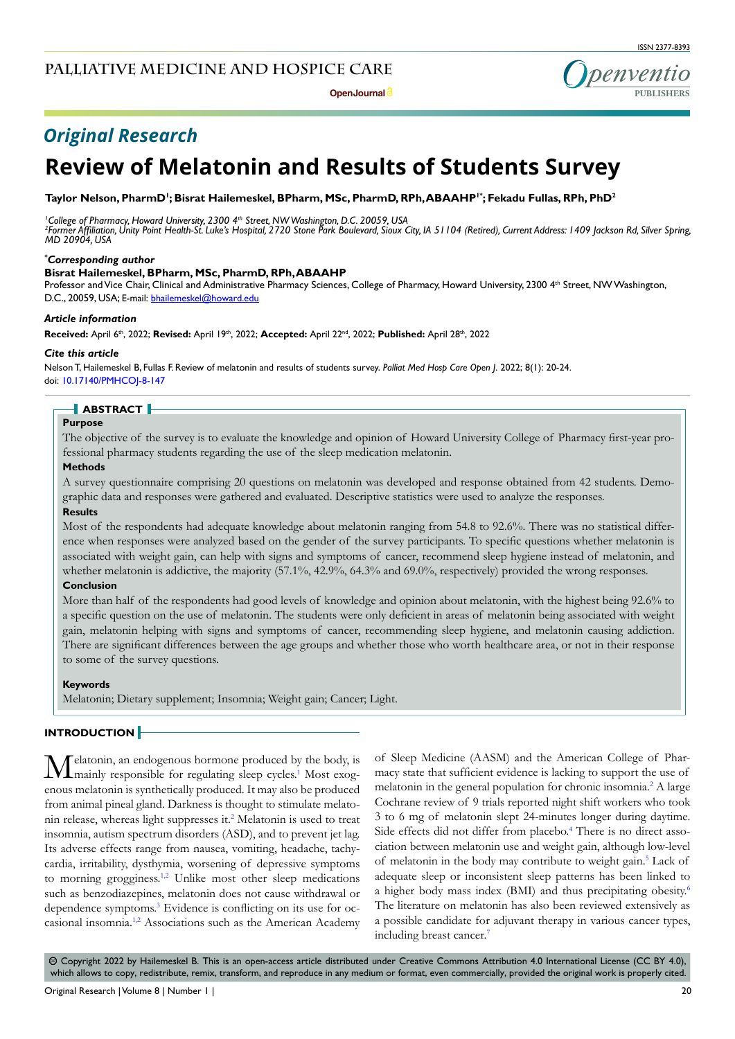## Original Research

# Review of Melatonin and Results of Students Survey

**Taylor Nelson, PharmD[1]; Bisrat Hailemeskel, BPharm, MSc, PharmD, RPh, ABAAHP[1*]; Fekadu Fullas, RPh, PhD[2]**

*[1]College of Pharmacy, Howard University, 2300 4th Street, NW Washington, D.C. 20059, USA*
*[2]Former Affiliation, Unity Point Health-St. Luke's Hospital, 2720 Stone Park Boulevard, Sioux City, IA 51104 (Retired), Current Address: 1409 Jackson Rd, Silver Spring, MD 20904, USA*

***Corresponding author**
**Bisrat Hailemeskel, BPharm, MSc, PharmD, RPh, ABAAHP**
Professor and Vice Chair, Clinical and Administrative Pharmacy Sciences, College of Pharmacy, Howard University, 2300 4th Street, NW Washington, D.C., 20059, USA; E-mail: bhailemeskel@howard.edu

***Article information***
**Received:** April 6th, 2022; **Revised:** April 19th, 2022; **Accepted:** April 22nd, 2022; **Published:** April 28th, 2022

***Cite this article***
Nelson T, Hailemeskel B, Fullas F. Review of melatonin and results of students survey. *Palliat Med Hosp Care Open J*. 2022; 8(1): 20-24. doi: 10.17140/PMHCOJ-8-147

## ABSTRACT

**Purpose**

The objective of the survey is to evaluate the knowledge and opinion of Howard University College of Pharmacy first-year professional pharmacy students regarding the use of the sleep medication melatonin.

**Methods**

A survey questionnaire comprising 20 questions on melatonin was developed and response obtained from 42 students. Demographic data and responses were gathered and evaluated. Descriptive statistics were used to analyze the responses.

**Results**

Most of the respondents had adequate knowledge about melatonin ranging from 54.8 to 92.6%. There was no statistical difference when responses were analyzed based on the gender of the survey participants. To specific questions whether melatonin is associated with weight gain, can help with signs and symptoms of cancer, recommend sleep hygiene instead of melatonin, and whether melatonin is addictive, the majority (57.1%, 42.9%, 64.3% and 69.0%, respectively) provided the wrong responses.

**Conclusion**

More than half of the respondents had good levels of knowledge and opinion about melatonin, with the highest being 92.6% to a specific question on the use of melatonin. The students were only deficient in areas of melatonin being associated with weight gain, melatonin helping with signs and symptoms of cancer, recommending sleep hygiene, and melatonin causing addiction. There are significant differences between the age groups and whether those who worth healthcare area, or not in their response to some of the survey questions.

**Keywords**

Melatonin; Dietary supplement; Insomnia; Weight gain; Cancer; Light.

## INTRODUCTION

Melatonin, an endogenous hormone produced by the body, is mainly responsible for regulating sleep cycles.[1] Most exogenous melatonin is synthetically produced. It may also be produced from animal pineal gland. Darkness is thought to stimulate melatonin release, whereas light suppresses it.[2] Melatonin is used to treat insomnia, autism spectrum disorders (ASD), and to prevent jet lag. Its adverse effects range from nausea, vomiting, headache, tachycardia, irritability, dysthymia, worsening of depressive symptoms to morning grogginess.[1,2] Unlike most other sleep medications such as benzodiazepines, melatonin does not cause withdrawal or dependence symptoms.[3] Evidence is conflicting on its use for occasional insomnia.[1,2] Associations such as the American Academy of Sleep Medicine (AASM) and the American College of Pharmacy state that sufficient evidence is lacking to support the use of melatonin in the general population for chronic insomnia.[2] A large Cochrane review of 9 trials reported night shift workers who took 3 to 6 mg of melatonin slept 24-minutes longer during daytime. Side effects did not differ from placebo.[4] There is no direct association between melatonin use and weight gain, although low-level of melatonin in the body may contribute to weight gain.[5] Lack of adequate sleep or inconsistent sleep patterns has been linked to a higher body mass index (BMI) and thus precipitating obesity.[6] The literature on melatonin has also been reviewed extensively as a possible candidate for adjuvant therapy in various cancer types, including breast cancer.[7]

© Copyright 2022 by Hailemeskel B. This is an open-access article distributed under Creative Commons Attribution 4.0 International License (CC BY 4.0), which allows to copy, redistribute, remix, transform, and reproduce in any medium or format, even commercially, provided the original work is properly cited.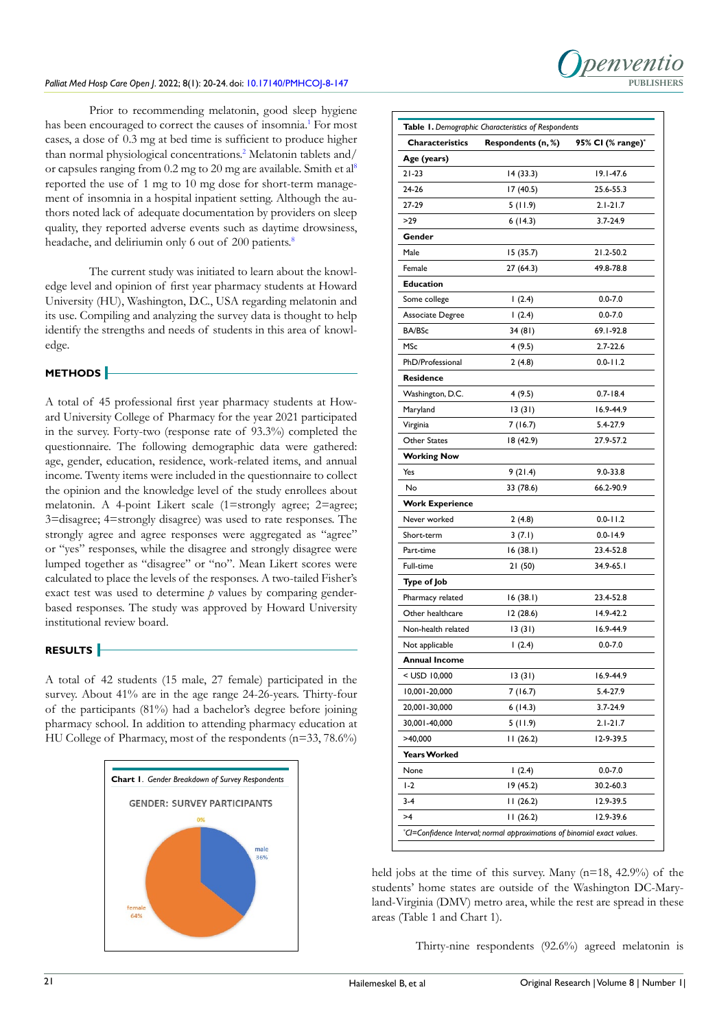Prior to recommending melatonin, good sleep hygiene has been encouraged to correct the causes of insomnia.[1] For most cases, a dose of 0.3 mg at bed time is sufficient to produce higher than normal physiological concentrations.[2] Melatonin tablets and/or capsules ranging from 0.2 mg to 20 mg are available. Smith et al[8] reported the use of 1 mg to 10 mg dose for short-term management of insomnia in a hospital inpatient setting. Although the authors noted lack of adequate documentation by providers on sleep quality, they reported adverse events such as daytime drowsiness, headache, and deliriumin only 6 out of 200 patients.[8]

The current study was initiated to learn about the knowledge level and opinion of first year pharmacy students at Howard University (HU), Washington, D.C., USA regarding melatonin and its use. Compiling and analyzing the survey data is thought to help identify the strengths and needs of students in this area of knowledge.

## METHODS

A total of 45 professional first year pharmacy students at Howard University College of Pharmacy for the year 2021 participated in the survey. Forty-two (response rate of 93.3%) completed the questionnaire. The following demographic data were gathered: age, gender, education, residence, work-related items, and annual income. Twenty items were included in the questionnaire to collect the opinion and the knowledge level of the study enrollees about melatonin. A 4-point Likert scale (1=strongly agree; 2=agree; 3=disagree; 4=strongly disagree) was used to rate responses. The strongly agree and agree responses were aggregated as "agree" or "yes" responses, while the disagree and strongly disagree were lumped together as "disagree" or "no". Mean Likert scores were calculated to place the levels of the responses. A two-tailed Fisher's exact test was used to determine $p$ values by comparing gender-based responses. The study was approved by Howard University institutional review board.

## RESULTS

A total of 42 students (15 male, 27 female) participated in the survey. About 41% are in the age range 24-26-years. Thirty-four of the participants (81%) had a bachelor's degree before joining pharmacy school. In addition to attending pharmacy education at HU College of Pharmacy, most of the respondents (n=33, 78.6%) held jobs at the time of this survey. Many (n=18, 42.9%) of the students' home states are outside of the Washington DC-Maryland-Virginia (DMV) metro area, while the rest are spread in these areas (Table 1 and Chart 1).

**Chart 1.** *Gender Breakdown of Survey Respondents*

GENDER: SURVEY PARTICIPANTS

male 36%; female 64%; 0%

**Table 1.** *Demographic Characteristics of Respondents*

| Characteristics | Respondents (n, %) | 95% CI (% range)* |
|---|---|---|
| **Age (years)** | | |
| 21-23 | 14 (33.3) | 19.1-47.6 |
| 24-26 | 17 (40.5) | 25.6-55.3 |
| 27-29 | 5 (11.9) | 2.1-21.7 |
| >29 | 6 (14.3) | 3.7-24.9 |
| **Gender** | | |
| Male | 15 (35.7) | 21.2-50.2 |
| Female | 27 (64.3) | 49.8-78.8 |
| **Education** | | |
| Some college | 1 (2.4) | 0.0-7.0 |
| Associate Degree | 1 (2.4) | 0.0-7.0 |
| BA/BSc | 34 (81) | 69.1-92.8 |
| MSc | 4 (9.5) | 2.7-22.6 |
| PhD/Professional | 2 (4.8) | 0.0-11.2 |
| **Residence** | | |
| Washington, D.C. | 4 (9.5) | 0.7-18.4 |
| Maryland | 13 (31) | 16.9-44.9 |
| Virginia | 7 (16.7) | 5.4-27.9 |
| Other States | 18 (42.9) | 27.9-57.2 |
| **Working Now** | | |
| Yes | 9 (21.4) | 9.0-33.8 |
| No | 33 (78.6) | 66.2-90.9 |
| **Work Experience** | | |
| Never worked | 2 (4.8) | 0.0-11.2 |
| Short-term | 3 (7.1) | 0.0-14.9 |
| Part-time | 16 (38.1) | 23.4-52.8 |
| Full-time | 21 (50) | 34.9-65.1 |
| **Type of Job** | | |
| Pharmacy related | 16 (38.1) | 23.4-52.8 |
| Other healthcare | 12 (28.6) | 14.9-42.2 |
| Non-health related | 13 (31) | 16.9-44.9 |
| Not applicable | 1 (2.4) | 0.0-7.0 |
| **Annual Income** | | |
| < USD 10,000 | 13 (31) | 16.9-44.9 |
| 10,001-20,000 | 7 (16.7) | 5.4-27.9 |
| 20,001-30,000 | 6 (14.3) | 3.7-24.9 |
| 30,001-40,000 | 5 (11.9) | 2.1-21.7 |
| >40,000 | 11 (26.2) | 12-9-39.5 |
| **Years Worked** | | |
| None | 1 (2.4) | 0.0-7.0 |
| 1-2 | 19 (45.2) | 30.2-60.3 |
| 3-4 | 11 (26.2) | 12.9-39.5 |
| >4 | 11 (26.2) | 12.9-39.6 |

*CI=Confidence Interval; normal approximations of binomial exact values.

Thirty-nine respondents (92.6%) agreed melatonin is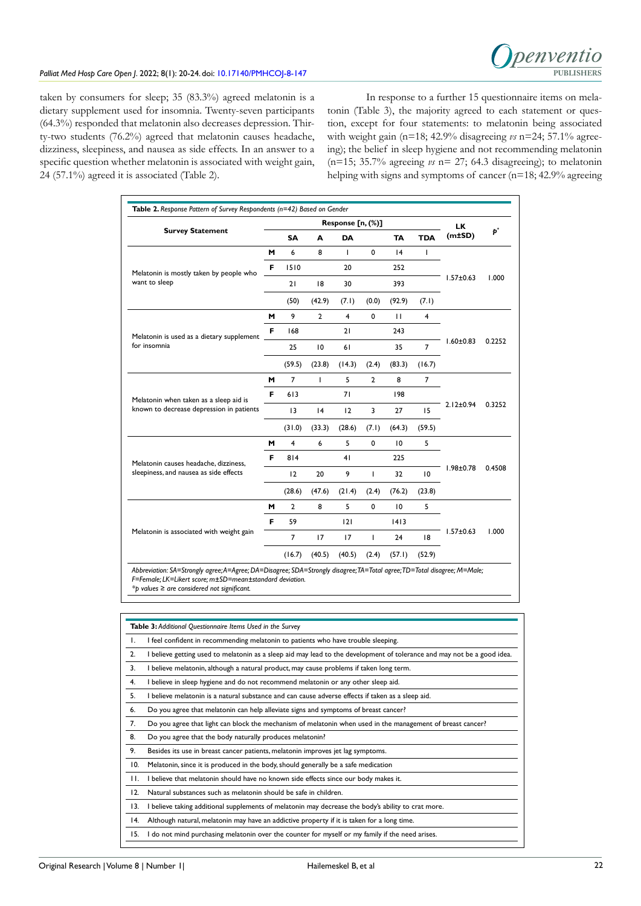taken by consumers for sleep; 35 (83.3%) agreed melatonin is a dietary supplement used for insomnia. Twenty-seven participants (64.3%) responded that melatonin also decreases depression. Thirty-two students (76.2%) agreed that melatonin causes headache, dizziness, sleepiness, and nausea as side effects. In an answer to a specific question whether melatonin is associated with weight gain, 24 (57.1%) agreed it is associated (Table 2).

In response to a further 15 questionnaire items on melatonin (Table 3), the majority agreed to each statement or question, except for four statements: to melatonin being associated with weight gain (n=18; 42.9% disagreeing *vs* n=24; 57.1% agreeing); the belief in sleep hygiene and not recommending melatonin (n=15; 35.7% agreeing *vs* n= 27; 64.3 disagreeing); to melatonin helping with signs and symptoms of cancer (n=18; 42.9% agreeing

**Table 2.** *Response Pattern of Survey Respondents (n=42) Based on Gender*

| Survey Statement | | Response [n, (%)] | | | | | | LK (m±SD) | p* |
|---|---|---|---|---|---|---|---|---|---|
| | | SA | A | DA | | TA | TDA | | |
| Melatonin is mostly taken by people who want to sleep | M | 6 | 8 | 1 | 0 | 14 | 1 | 1.57±0.63 | 1.000 |
| | F | 1510 | | 20 | | 252 | | | |
| | | 21 | 18 | 30 | | 393 | | | |
| | | (50) | (42.9) | (7.1) | (0.0) | (92.9) | (7.1) | | |
| Melatonin is used as a dietary supplement for insomnia | M | 9 | 2 | 4 | 0 | 11 | 4 | 1.60±0.83 | 0.2252 |
| | F | 168 | | 21 | | 243 | | | |
| | | 25 | 10 | 61 | | 35 | 7 | | |
| | | (59.5) | (23.8) | (14.3) | (2.4) | (83.3) | (16.7) | | |
| Melatonin when taken as a sleep aid is known to decrease depression in patients | M | 7 | 1 | 5 | 2 | 8 | 7 | 2.12±0.94 | 0.3252 |
| | F | 613 | | 71 | | 198 | | | |
| | | 13 | 14 | 12 | 3 | 27 | 15 | | |
| | | (31.0) | (33.3) | (28.6) | (7.1) | (64.3) | (59.5) | | |
| Melatonin causes headache, dizziness, sleepiness, and nausea as side effects | M | 4 | 6 | 5 | 0 | 10 | 5 | 1.98±0.78 | 0.4508 |
| | F | 814 | | 41 | | 225 | | | |
| | | 12 | 20 | 9 | 1 | 32 | 10 | | |
| | | (28.6) | (47.6) | (21.4) | (2.4) | (76.2) | (23.8) | | |
| Melatonin is associated with weight gain | M | 2 | 8 | 5 | 0 | 10 | 5 | 1.57±0.63 | 1.000 |
| | F | 59 | | 121 | | 1413 | | | |
| | | 7 | 17 | 17 | 1 | 24 | 18 | | |
| | | (16.7) | (40.5) | (40.5) | (2.4) | (57.1) | (52.9) | | |

*Abbreviation: SA=Strongly agree; A=Agree; DA=Disagree; SDA=Strongly disagree; TA=Total agree; TD=Total disagree; M=Male; F=Female; LK=Likert score; m±SD=mean±standard deviation.*
*\*p values ≥ are considered not significant.*

**Table 3:** *Additional Questionnaire Items Used in the Survey*

| | |
|---|---|
| 1. | I feel confident in recommending melatonin to patients who have trouble sleeping. |
| 2. | I believe getting used to melatonin as a sleep aid may lead to the development of tolerance and may not be a good idea. |
| 3. | I believe melatonin, although a natural product, may cause problems if taken long term. |
| 4. | I believe in sleep hygiene and do not recommend melatonin or any other sleep aid. |
| 5. | I believe melatonin is a natural substance and can cause adverse effects if taken as a sleep aid. |
| 6. | Do you agree that melatonin can help alleviate signs and symptoms of breast cancer? |
| 7. | Do you agree that light can block the mechanism of melatonin when used in the management of breast cancer? |
| 8. | Do you agree that the body naturally produces melatonin? |
| 9. | Besides its use in breast cancer patients, melatonin improves jet lag symptoms. |
| 10. | Melatonin, since it is produced in the body, should generally be a safe medication |
| 11. | I believe that melatonin should have no known side effects since our body makes it. |
| 12. | Natural substances such as melatonin should be safe in children. |
| 13. | I believe taking additional supplements of melatonin may decrease the body's ability to crat more. |
| 14. | Although natural, melatonin may have an addictive property if it is taken for a long time. |
| 15. | I do not mind purchasing melatonin over the counter for myself or my family if the need arises. |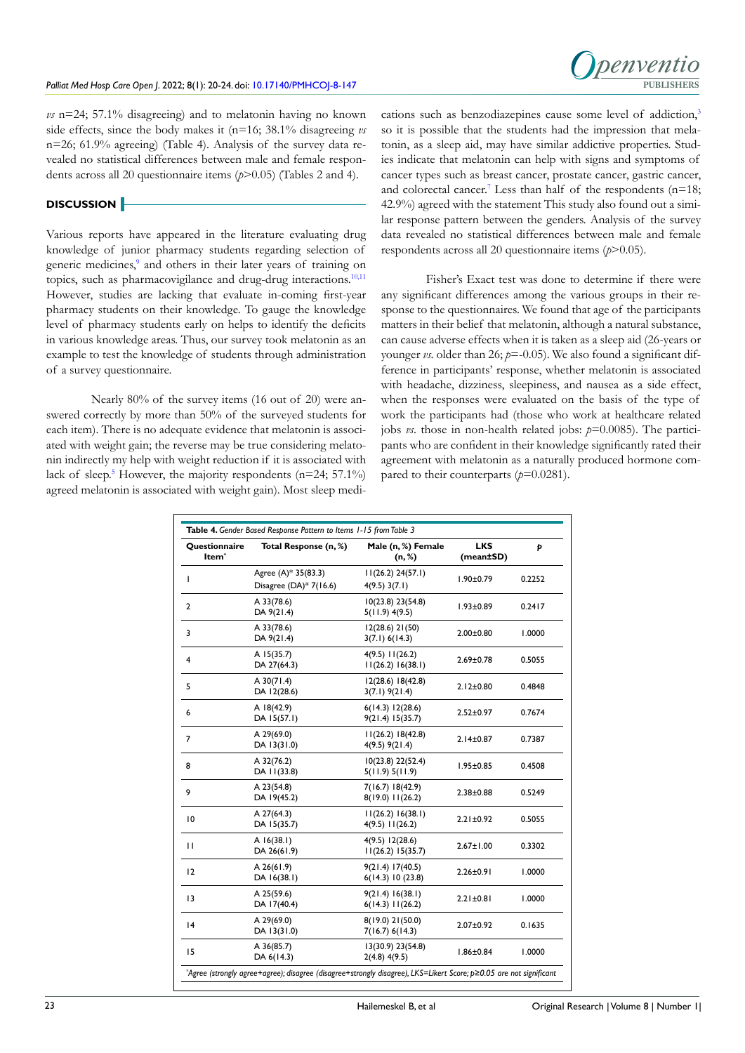*vs* n=24; 57.1% disagreeing) and to melatonin having no known side effects, since the body makes it (n=16; 38.1% disagreeing *vs* n=26; 61.9% agreeing) (Table 4). Analysis of the survey data revealed no statistical differences between male and female respondents across all 20 questionnaire items ($p$>0.05) (Tables 2 and 4).

## DISCUSSION

Various reports have appeared in the literature evaluating drug knowledge of junior pharmacy students regarding selection of generic medicines,[9] and others in their later years of training on topics, such as pharmacovigilance and drug-drug interactions.[10,11] However, studies are lacking that evaluate in-coming first-year pharmacy students on their knowledge. To gauge the knowledge level of pharmacy students early on helps to identify the deficits in various knowledge areas. Thus, our survey took melatonin as an example to test the knowledge of students through administration of a survey questionnaire.

Nearly 80% of the survey items (16 out of 20) were answered correctly by more than 50% of the surveyed students for each item). There is no adequate evidence that melatonin is associated with weight gain; the reverse may be true considering melatonin indirectly my help with weight reduction if it is associated with lack of sleep.[5] However, the majority respondents (n=24; 57.1%) agreed melatonin is associated with weight gain). Most sleep medications such as benzodiazepines cause some level of addiction,[3] so it is possible that the students had the impression that melatonin, as a sleep aid, may have similar addictive properties. Studies indicate that melatonin can help with signs and symptoms of cancer types such as breast cancer, prostate cancer, gastric cancer, and colorectal cancer.[7] Less than half of the respondents (n=18; 42.9%) agreed with the statement This study also found out a similar response pattern between the genders. Analysis of the survey data revealed no statistical differences between male and female respondents across all 20 questionnaire items ($p$>0.05).

Fisher's Exact test was done to determine if there were any significant differences among the various groups in their response to the questionnaires. We found that age of the participants matters in their belief that melatonin, although a natural substance, can cause adverse effects when it is taken as a sleep aid (26-years or younger *vs.* older than 26; $p$=-0.05). We also found a significant difference in participants' response, whether melatonin is associated with headache, dizziness, sleepiness, and nausea as a side effect, when the responses were evaluated on the basis of the type of work the participants had (those who work at healthcare related jobs *vs.* those in non-health related jobs: $p$=0.0085). The participants who are confident in their knowledge significantly rated their agreement with melatonin as a naturally produced hormone compared to their counterparts ($p$=0.0281).

**Table 4.** *Gender Based Response Pattern to Items 1-15 from Table 3*

| Questionnaire Item* | Total Response (n, %) | Male (n, %) Female (n, %) | LKS (mean±SD) | p |
|---|---|---|---|---|
| 1 | Agree (A)* 35(83.3)<br>Disagree (DA)* 7(16.6) | 11(26.2) 24(57.1)<br>4(9.5) 3(7.1) | 1.90±0.79 | 0.2252 |
| 2 | A 33(78.6)<br>DA 9(21.4) | 10(23.8) 23(54.8)<br>5(11.9) 4(9.5) | 1.93±0.89 | 0.2417 |
| 3 | A 33(78.6)<br>DA 9(21.4) | 12(28.6) 21(50)<br>3(7.1) 6(14.3) | 2.00±0.80 | 1.0000 |
| 4 | A 15(35.7)<br>DA 27(64.3) | 4(9.5) 11(26.2)<br>11(26.2) 16(38.1) | 2.69±0.78 | 0.5055 |
| 5 | A 30(71.4)<br>DA 12(28.6) | 12(28.6) 18(42.8)<br>3(7.1) 9(21.4) | 2.12±0.80 | 0.4848 |
| 6 | A 18(42.9)<br>DA 15(57.1) | 6(14.3) 12(28.6)<br>9(21.4) 15(35.7) | 2.52±0.97 | 0.7674 |
| 7 | A 29(69.0)<br>DA 13(31.0) | 11(26.2) 18(42.8)<br>4(9.5) 9(21.4) | 2.14±0.87 | 0.7387 |
| 8 | A 32(76.2)<br>DA 11(33.8) | 10(23.8) 22(52.4)<br>5(11.9) 5(11.9) | 1.95±0.85 | 0.4508 |
| 9 | A 23(54.8)<br>DA 19(45.2) | 7(16.7) 18(42.9)<br>8(19.0) 11(26.2) | 2.38±0.88 | 0.5249 |
| 10 | A 27(64.3)<br>DA 15(35.7) | 11(26.2) 16(38.1)<br>4(9.5) 11(26.2) | 2.21±0.92 | 0.5055 |
| 11 | A 16(38.1)<br>DA 26(61.9) | 4(9.5) 12(28.6)<br>11(26.2) 15(35.7) | 2.67±1.00 | 0.3302 |
| 12 | A 26(61.9)<br>DA 16(38.1) | 9(21.4) 17(40.5)<br>6(14.3) 10 (23.8) | 2.26±0.91 | 1.0000 |
| 13 | A 25(59.6)<br>DA 17(40.4) | 9(21.4) 16(38.1)<br>6(14.3) 11(26.2) | 2.21±0.81 | 1.0000 |
| 14 | A 29(69.0)<br>DA 13(31.0) | 8(19.0) 21(50.0)<br>7(16.7) 6(14.3) | 2.07±0.92 | 0.1635 |
| 15 | A 36(85.7)<br>DA 6(14.3) | 13(30.9) 23(54.8)<br>2(4.8) 4(9.5) | 1.86±0.84 | 1.0000 |

*Agree (strongly agree+agree); disagree (disagree+strongly disagree), LKS=Likert Score; p≥0.05 are not significant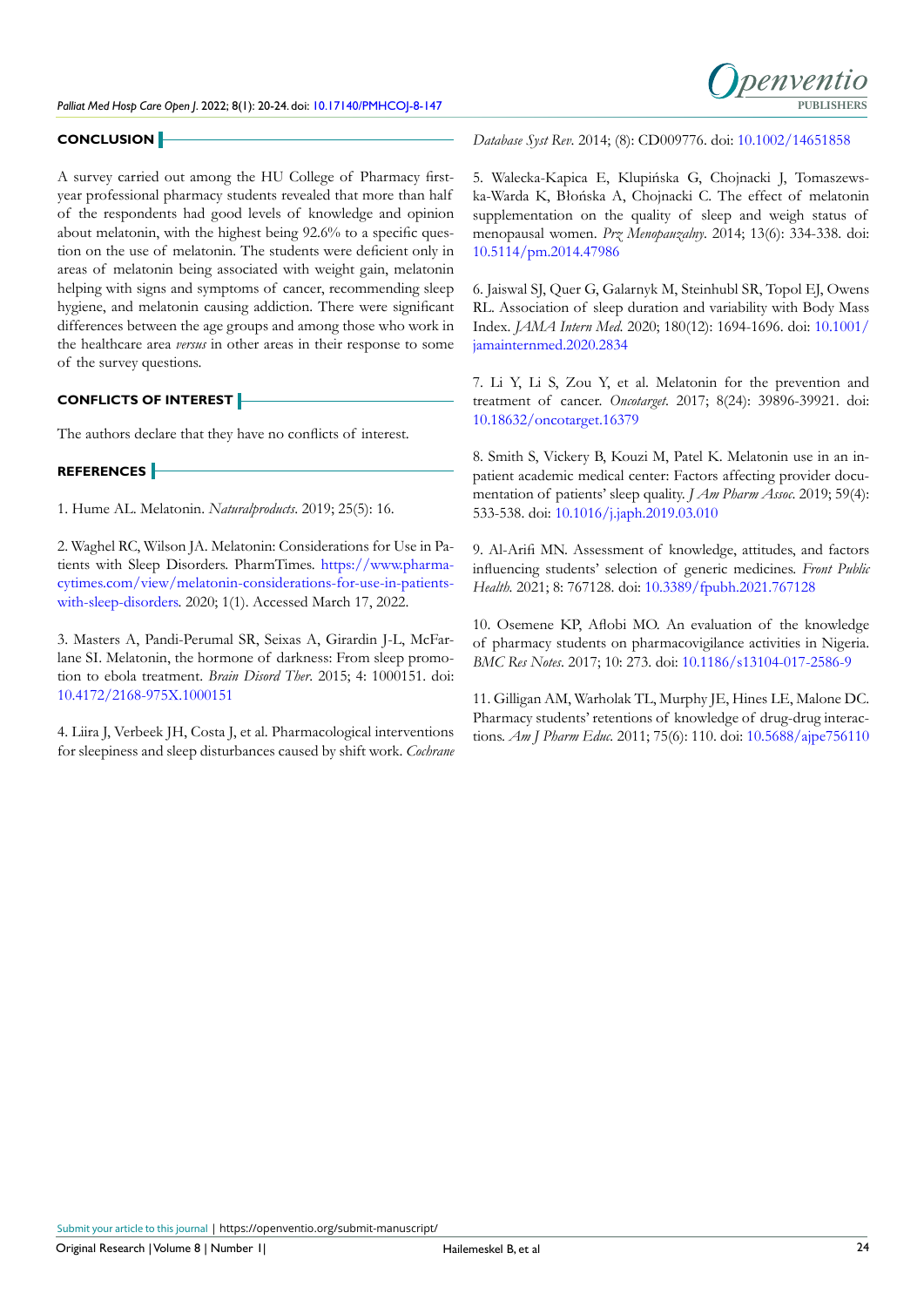## CONCLUSION

A survey carried out among the HU College of Pharmacy first-year professional pharmacy students revealed that more than half of the respondents had good levels of knowledge and opinion about melatonin, with the highest being 92.6% to a specific question on the use of melatonin. The students were deficient only in areas of melatonin being associated with weight gain, melatonin helping with signs and symptoms of cancer, recommending sleep hygiene, and melatonin causing addiction. There were significant differences between the age groups and among those who work in the healthcare area *versus* in other areas in their response to some of the survey questions.

## CONFLICTS OF INTEREST

The authors declare that they have no conflicts of interest.

## REFERENCES

1. Hume AL. Melatonin. *Naturalproducts*. 2019; 25(5): 16.

2. Waghel RC, Wilson JA. Melatonin: Considerations for Use in Patients with Sleep Disorders. PharmTimes. https://www.pharmacytimes.com/view/melatonin-considerations-for-use-in-patients-with-sleep-disorders. 2020; 1(1). Accessed March 17, 2022.

3. Masters A, Pandi-Perumal SR, Seixas A, Girardin J-L, McFarlane SI. Melatonin, the hormone of darkness: From sleep promotion to ebola treatment. *Brain Disord Ther*. 2015; 4: 1000151. doi: 10.4172/2168-975X.1000151

4. Liira J, Verbeek JH, Costa J, et al. Pharmacological interventions for sleepiness and sleep disturbances caused by shift work. *Cochrane Database Syst Rev*. 2014; (8): CD009776. doi: 10.1002/14651858

5. Walecka-Kapica E, Klupińska G, Chojnacki J, Tomaszewska-Warda K, Błońska A, Chojnacki C. The effect of melatonin supplementation on the quality of sleep and weigh status of menopausal women. *Prz Menopauzalny*. 2014; 13(6): 334-338. doi: 10.5114/pm.2014.47986

6. Jaiswal SJ, Quer G, Galarnyk M, Steinhubl SR, Topol EJ, Owens RL. Association of sleep duration and variability with Body Mass Index. *JAMA Intern Med*. 2020; 180(12): 1694-1696. doi: 10.1001/jamainternmed.2020.2834

7. Li Y, Li S, Zou Y, et al. Melatonin for the prevention and treatment of cancer. *Oncotarget*. 2017; 8(24): 39896-39921. doi: 10.18632/oncotarget.16379

8. Smith S, Vickery B, Kouzi M, Patel K. Melatonin use in an inpatient academic medical center: Factors affecting provider documentation of patients' sleep quality. *J Am Pharm Assoc*. 2019; 59(4): 533-538. doi: 10.1016/j.japh.2019.03.010

9. Al-Arifi MN. Assessment of knowledge, attitudes, and factors influencing students' selection of generic medicines. *Front Public Health*. 2021; 8: 767128. doi: 10.3389/fpubh.2021.767128

10. Osemene KP, Aflobi MO. An evaluation of the knowledge of pharmacy students on pharmacovigilance activities in Nigeria. *BMC Res Notes*. 2017; 10: 273. doi: 10.1186/s13104-017-2586-9

11. Gilligan AM, Warholak TL, Murphy JE, Hines LE, Malone DC. Pharmacy students' retentions of knowledge of drug-drug interactions. *Am J Pharm Educ*. 2011; 75(6): 110. doi: 10.5688/ajpe756110